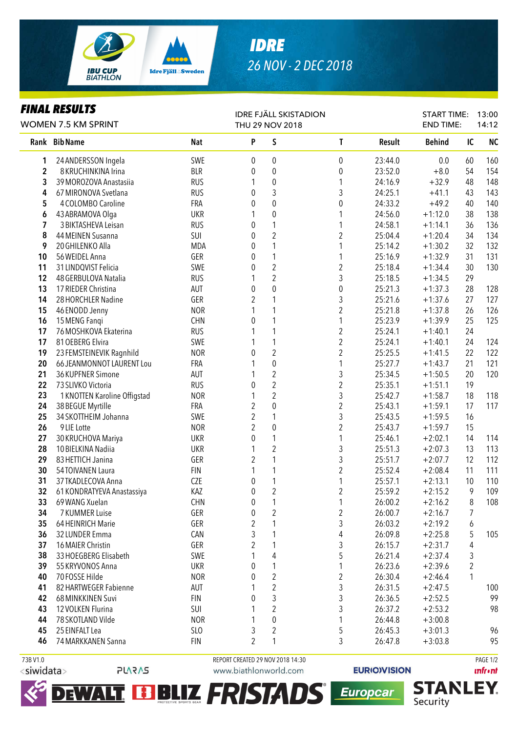# IDRE

## 26 NOV - 2 DEC 2018

### FINAL RESULTS

WOMEN 7.5 KM SPRINT

IDRE FJÄLL SKISTADION
THU 29 NOV 2018

START TIME: 13:00
END TIME: 14:12

| Rank | Bib | Name | Nat | P | S | T | Result | Behind | IC | NC |
|---|---|---|---|---|---|---|---|---|---|---|
| 1 | 24 | ANDERSSON Ingela | SWE | 0 | 0 | 0 | 23:44.0 | 0.0 | 60 | 160 |
| 2 | 8 | KRUCHINKINA Irina | BLR | 0 | 0 | 0 | 23:52.0 | +8.0 | 54 | 154 |
| 3 | 39 | MOROZOVA Anastasiia | RUS | 1 | 0 | 1 | 24:16.9 | +32.9 | 48 | 148 |
| 4 | 67 | MIRONOVA Svetlana | RUS | 0 | 3 | 3 | 24:25.1 | +41.1 | 43 | 143 |
| 5 | 4 | COLOMBO Caroline | FRA | 0 | 0 | 0 | 24:33.2 | +49.2 | 40 | 140 |
| 6 | 43 | ABRAMOVA Olga | UKR | 1 | 0 | 1 | 24:56.0 | +1:12.0 | 38 | 138 |
| 7 | 3 | BIKTASHEVA Leisan | RUS | 0 | 1 | 1 | 24:58.1 | +1:14.1 | 36 | 136 |
| 8 | 44 | MEINEN Susanna | SUI | 0 | 2 | 2 | 25:04.4 | +1:20.4 | 34 | 134 |
| 9 | 20 | GHILENKO Alla | MDA | 0 | 1 | 1 | 25:14.2 | +1:30.2 | 32 | 132 |
| 10 | 56 | WEIDEL Anna | GER | 0 | 1 | 1 | 25:16.9 | +1:32.9 | 31 | 131 |
| 11 | 31 | LINDQVIST Felicia | SWE | 0 | 2 | 2 | 25:18.4 | +1:34.4 | 30 | 130 |
| 12 | 48 | GERBULOVA Natalia | RUS | 1 | 2 | 3 | 25:18.5 | +1:34.5 | 29 | |
| 13 | 17 | RIEDER Christina | AUT | 0 | 0 | 0 | 25:21.3 | +1:37.3 | 28 | 128 |
| 14 | 28 | HORCHLER Nadine | GER | 2 | 1 | 3 | 25:21.6 | +1:37.6 | 27 | 127 |
| 15 | 46 | ENODD Jenny | NOR | 1 | 1 | 2 | 25:21.8 | +1:37.8 | 26 | 126 |
| 16 | 15 | MENG Fanqi | CHN | 0 | 1 | 1 | 25:23.9 | +1:39.9 | 25 | 125 |
| 17 | 76 | MOSHKOVA Ekaterina | RUS | 1 | 1 | 2 | 25:24.1 | +1:40.1 | 24 | |
| 17 | 81 | OEBERG Elvira | SWE | 1 | 1 | 2 | 25:24.1 | +1:40.1 | 24 | 124 |
| 19 | 23 | FEMSTEINEVIK Ragnhild | NOR | 0 | 2 | 2 | 25:25.5 | +1:41.5 | 22 | 122 |
| 20 | 66 | JEANMONNOT LAURENT Lou | FRA | 1 | 0 | 1 | 25:27.7 | +1:43.7 | 21 | 121 |
| 21 | 36 | KUPFNER Simone | AUT | 1 | 2 | 3 | 25:34.5 | +1:50.5 | 20 | 120 |
| 22 | 73 | SLIVKO Victoria | RUS | 0 | 2 | 2 | 25:35.1 | +1:51.1 | 19 | |
| 23 | 1 | KNOTTEN Karoline Offigstad | NOR | 1 | 2 | 3 | 25:42.7 | +1:58.7 | 18 | 118 |
| 24 | 38 | BEGUE Myrtille | FRA | 2 | 0 | 2 | 25:43.1 | +1:59.1 | 17 | 117 |
| 25 | 34 | SKOTTHEIM Johanna | SWE | 2 | 1 | 3 | 25:43.5 | +1:59.5 | 16 | |
| 26 | 9 | LIE Lotte | NOR | 2 | 0 | 2 | 25:43.7 | +1:59.7 | 15 | |
| 27 | 30 | KRUCHOVA Mariya | UKR | 0 | 1 | 1 | 25:46.1 | +2:02.1 | 14 | 114 |
| 28 | 10 | BIELKINA Nadiia | UKR | 1 | 2 | 3 | 25:51.3 | +2:07.3 | 13 | 113 |
| 29 | 83 | HETTICH Janina | GER | 2 | 1 | 3 | 25:51.7 | +2:07.7 | 12 | 112 |
| 30 | 54 | TOIVANEN Laura | FIN | 1 | 1 | 2 | 25:52.4 | +2:08.4 | 11 | 111 |
| 31 | 37 | TKADLECOVA Anna | CZE | 0 | 1 | 1 | 25:57.1 | +2:13.1 | 10 | 110 |
| 32 | 61 | KONDRATYEVA Anastassiya | KAZ | 0 | 2 | 2 | 25:59.2 | +2:15.2 | 9 | 109 |
| 33 | 69 | WANG Xuelan | CHN | 0 | 1 | 1 | 26:00.2 | +2:16.2 | 8 | 108 |
| 34 | 7 | KUMMER Luise | GER | 0 | 2 | 2 | 26:00.7 | +2:16.7 | 7 | |
| 35 | 64 | HEINRICH Marie | GER | 2 | 1 | 3 | 26:03.2 | +2:19.2 | 6 | |
| 36 | 32 | LUNDER Emma | CAN | 3 | 1 | 4 | 26:09.8 | +2:25.8 | 5 | 105 |
| 37 | 16 | MAIER Christin | GER | 2 | 1 | 3 | 26:15.7 | +2:31.7 | 4 | |
| 38 | 33 | HOEGBERG Elisabeth | SWE | 1 | 4 | 5 | 26:21.4 | +2:37.4 | 3 | |
| 39 | 55 | KRYVONOS Anna | UKR | 0 | 1 | 1 | 26:23.6 | +2:39.6 | 2 | |
| 40 | 70 | FOSSE Hilde | NOR | 0 | 2 | 2 | 26:30.4 | +2:46.4 | 1 | |
| 41 | 82 | HARTWEGER Fabienne | AUT | 1 | 2 | 3 | 26:31.5 | +2:47.5 | | 100 |
| 42 | 68 | MINKKINEN Suvi | FIN | 0 | 3 | 3 | 26:36.5 | +2:52.5 | | 99 |
| 43 | 12 | VOLKEN Flurina | SUI | 1 | 2 | 3 | 26:37.2 | +2:53.2 | | 98 |
| 44 | 78 | SKOTLAND Vilde | NOR | 1 | 0 | 1 | 26:44.8 | +3:00.8 | | |
| 45 | 25 | EINFALT Lea | SLO | 3 | 2 | 5 | 26:45.3 | +3:01.3 | | 96 |
| 46 | 74 | MARKKANEN Sanna | FIN | 2 | 1 | 3 | 26:47.8 | +3:03.8 | | 95 |

73B V1.0
REPORT CREATED 29 NOV 2018 14:30
www.biathlonworld.com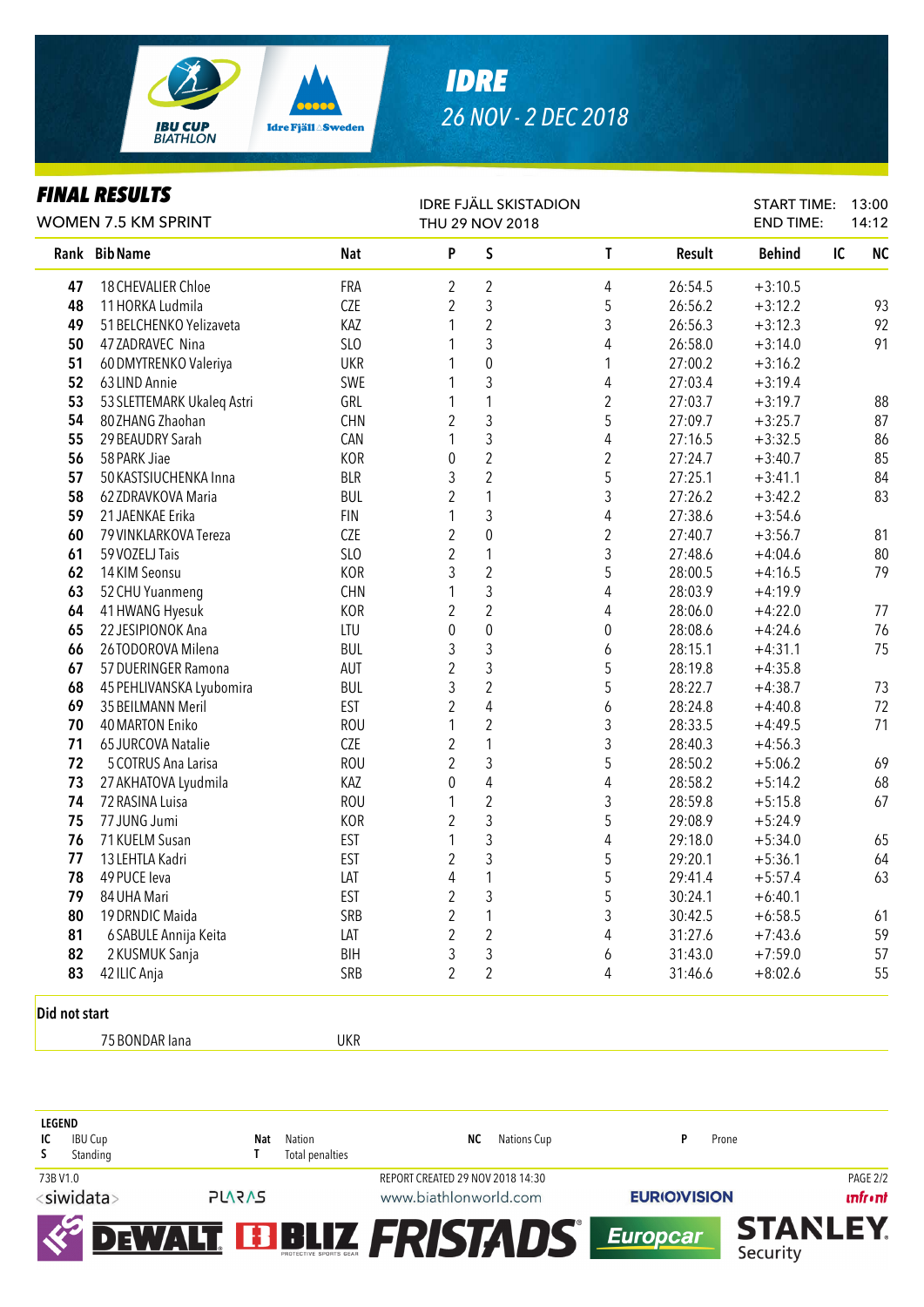# IDRE

26 NOV - 2 DEC 2018

## FINAL RESULTS

WOMEN 7.5 KM SPRINT

IDRE FJÄLL SKISTADION
THU 29 NOV 2018

START TIME: 13:00
END TIME: 14:12

| Rank | Bib | Name | Nat | P | S | T | Result | Behind | IC | NC |
|---|---|---|---|---|---|---|---|---|---|---|
| 47 | 18 | CHEVALIER Chloe | FRA | 2 | 2 | 4 | 26:54.5 | +3:10.5 | | |
| 48 | 11 | HORKA Ludmila | CZE | 2 | 3 | 5 | 26:56.2 | +3:12.2 | | 93 |
| 49 | 51 | BELCHENKO Yelizaveta | KAZ | 1 | 2 | 3 | 26:56.3 | +3:12.3 | | 92 |
| 50 | 47 | ZADRAVEC Nina | SLO | 1 | 3 | 4 | 26:58.0 | +3:14.0 | | 91 |
| 51 | 60 | DMYTRENKO Valeriya | UKR | 1 | 0 | 1 | 27:00.2 | +3:16.2 | | |
| 52 | 63 | LIND Annie | SWE | 1 | 3 | 4 | 27:03.4 | +3:19.4 | | |
| 53 | 53 | SLETTEMARK Ukaleq Astri | GRL | 1 | 1 | 2 | 27:03.7 | +3:19.7 | | 88 |
| 54 | 80 | ZHANG Zhaohan | CHN | 2 | 3 | 5 | 27:09.7 | +3:25.7 | | 87 |
| 55 | 29 | BEAUDRY Sarah | CAN | 1 | 3 | 4 | 27:16.5 | +3:32.5 | | 86 |
| 56 | 58 | PARK Jiae | KOR | 0 | 2 | 2 | 27:24.7 | +3:40.7 | | 85 |
| 57 | 50 | KASTSIUCHENKA Inna | BLR | 3 | 2 | 5 | 27:25.1 | +3:41.1 | | 84 |
| 58 | 62 | ZDRAVKOVA Maria | BUL | 2 | 1 | 3 | 27:26.2 | +3:42.2 | | 83 |
| 59 | 21 | JAENKAE Erika | FIN | 1 | 3 | 4 | 27:38.6 | +3:54.6 | | |
| 60 | 79 | VINKLARKOVA Tereza | CZE | 2 | 0 | 2 | 27:40.7 | +3:56.7 | | 81 |
| 61 | 59 | VOZELJ Tais | SLO | 2 | 1 | 3 | 27:48.6 | +4:04.6 | | 80 |
| 62 | 14 | KIM Seonsu | KOR | 3 | 2 | 5 | 28:00.5 | +4:16.5 | | 79 |
| 63 | 52 | CHU Yuanmeng | CHN | 1 | 3 | 4 | 28:03.9 | +4:19.9 | | |
| 64 | 41 | HWANG Hyesuk | KOR | 2 | 2 | 4 | 28:06.0 | +4:22.0 | | 77 |
| 65 | 22 | JESIPIONOK Ana | LTU | 0 | 0 | 0 | 28:08.6 | +4:24.6 | | 76 |
| 66 | 26 | TODOROVA Milena | BUL | 3 | 3 | 6 | 28:15.1 | +4:31.1 | | 75 |
| 67 | 57 | DUERINGER Ramona | AUT | 2 | 3 | 5 | 28:19.8 | +4:35.8 | | |
| 68 | 45 | PEHLIVANSKA Lyubomira | BUL | 3 | 2 | 5 | 28:22.7 | +4:38.7 | | 73 |
| 69 | 35 | BEILMANN Meril | EST | 2 | 4 | 6 | 28:24.8 | +4:40.8 | | 72 |
| 70 | 40 | MARTON Eniko | ROU | 1 | 2 | 3 | 28:33.5 | +4:49.5 | | 71 |
| 71 | 65 | JURCOVA Natalie | CZE | 2 | 1 | 3 | 28:40.3 | +4:56.3 | | |
| 72 | 5 | COTRUS Ana Larisa | ROU | 2 | 3 | 5 | 28:50.2 | +5:06.2 | | 69 |
| 73 | 27 | AKHATOVA Lyudmila | KAZ | 0 | 4 | 4 | 28:58.2 | +5:14.2 | | 68 |
| 74 | 72 | RASINA Luisa | ROU | 1 | 2 | 3 | 28:59.8 | +5:15.8 | | 67 |
| 75 | 77 | JUNG Jumi | KOR | 2 | 3 | 5 | 29:08.9 | +5:24.9 | | |
| 76 | 71 | KUELM Susan | EST | 1 | 3 | 4 | 29:18.0 | +5:34.0 | | 65 |
| 77 | 13 | LEHTLA Kadri | EST | 2 | 3 | 5 | 29:20.1 | +5:36.1 | | 64 |
| 78 | 49 | PUCE Ieva | LAT | 4 | 1 | 5 | 29:41.4 | +5:57.4 | | 63 |
| 79 | 84 | UHA Mari | EST | 2 | 3 | 5 | 30:24.1 | +6:40.1 | | |
| 80 | 19 | DRNDIC Maida | SRB | 2 | 1 | 3 | 30:42.5 | +6:58.5 | | 61 |
| 81 | 6 | SABULE Annija Keita | LAT | 2 | 2 | 4 | 31:27.6 | +7:43.6 | | 59 |
| 82 | 2 | KUSMUK Sanja | BIH | 3 | 3 | 6 | 31:43.0 | +7:59.0 | | 57 |
| 83 | 42 | ILIC Anja | SRB | 2 | 2 | 4 | 31:46.6 | +8:02.6 | | 55 |

### Did not start

| Bib | Name | Nat |
|---|---|---|
| 75 | BONDAR Iana | UKR |

**LEGEND**

IC IBU Cup
S Standing
Nat Nation
T Total penalties
NC Nations Cup
P Prone

73B V1.0

REPORT CREATED 29 NOV 2018 14:30

www.biathlonworld.com